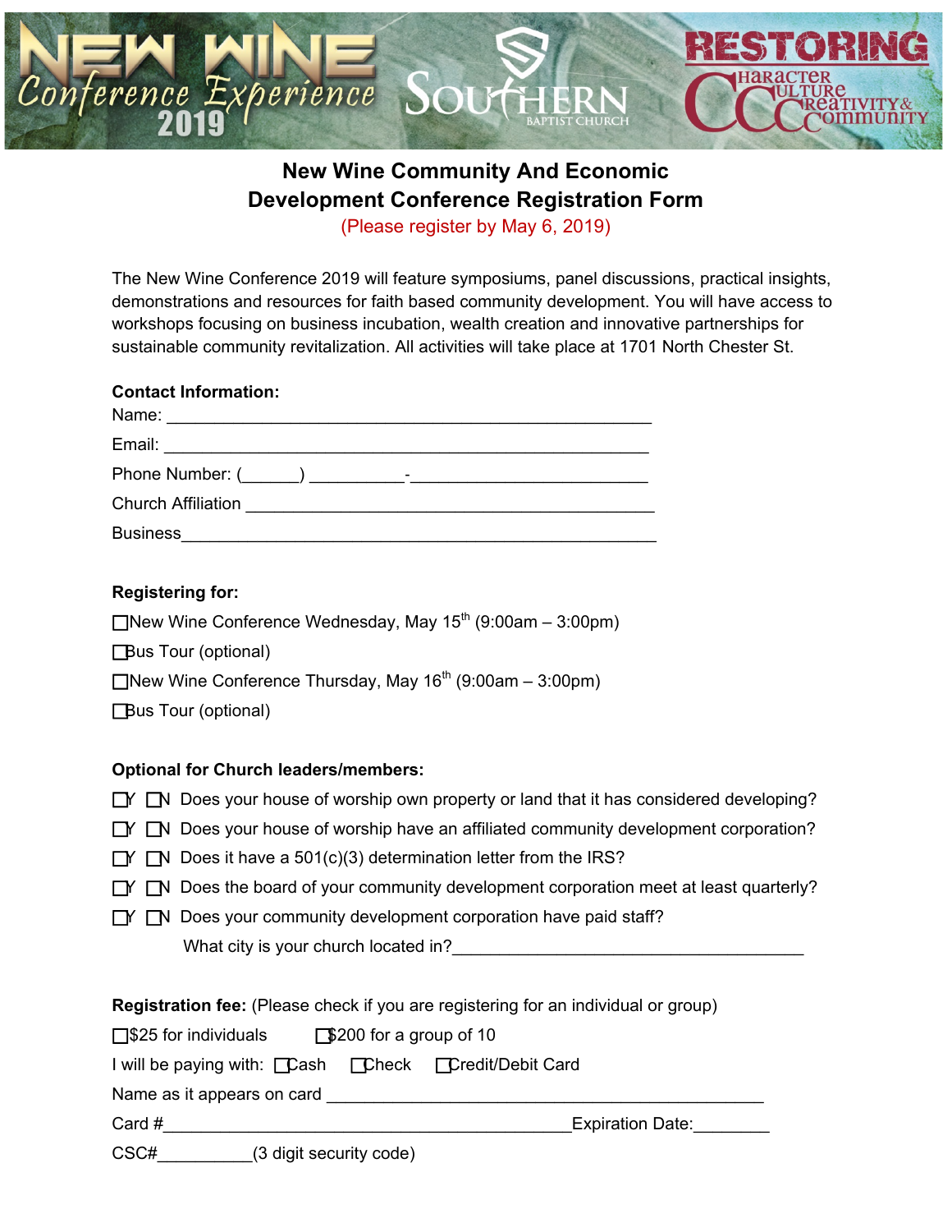NEW WINE Conference Experience 2019

SOUTHERN BAPTIST CHURCH

RESTORING Character Culture Creativity & Community

## New Wine Community And Economic Development Conference Registration Form

(Please register by May 6, 2019)

The New Wine Conference 2019 will feature symposiums, panel discussions, practical insights, demonstrations and resources for faith based community development. You will have access to workshops focusing on business incubation, wealth creation and innovative partnerships for sustainable community revitalization. All activities will take place at 1701 North Chester St.

**Contact Information:**

Name: ____________________________________________________

Email: ____________________________________________________

Phone Number: (______) __________-_________________________

Church Affiliation _____________________________________________

Business_____________________________________________________

**Registering for:**

☐New Wine Conference Wednesday, May 15th (9:00am – 3:00pm)

☐Bus Tour (optional)

☐New Wine Conference Thursday, May 16th (9:00am – 3:00pm)

☐Bus Tour (optional)

**Optional for Church leaders/members:**

☐Y ☐N Does your house of worship own property or land that it has considered developing?

☐Y ☐N Does your house of worship have an affiliated community development corporation?

☐Y ☐N Does it have a 501(c)(3) determination letter from the IRS?

☐Y ☐N Does the board of your community development corporation meet at least quarterly?

☐Y ☐N Does your community development corporation have paid staff?

What city is your church located in?_____________________________________

**Registration fee:** (Please check if you are registering for an individual or group)

☐$25 for individuals ☐$200 for a group of 10

I will be paying with: ☐Cash ☐Check ☐Credit/Debit Card

Name as it appears on card ______________________________________________

Card #____________________________________________Expiration Date:________

CSC#__________(3 digit security code)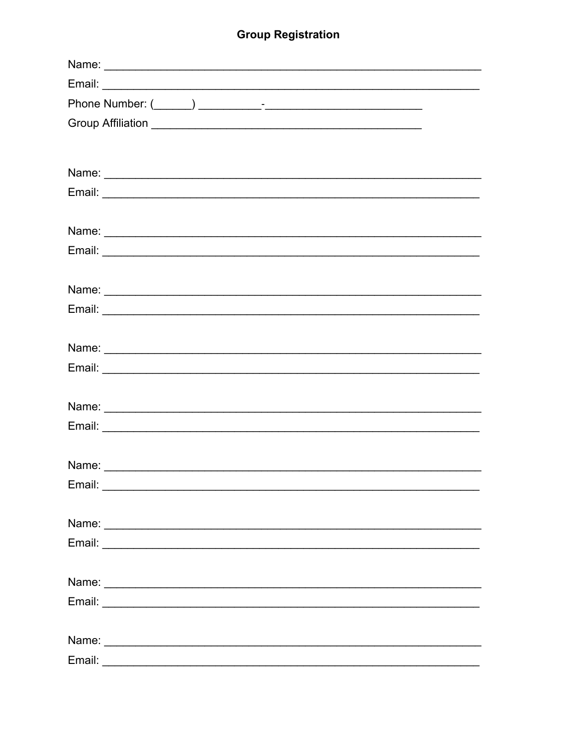# Group Registration

Name: ___________________________________________________________

Email: ___________________________________________________________

Phone Number: (______) __________-_________________________

Group Affiliation ____________________________________________

Name: ___________________________________________________________

Email: ___________________________________________________________

Name: ___________________________________________________________

Email: ___________________________________________________________

Name: ___________________________________________________________

Email: ___________________________________________________________

Name: ___________________________________________________________

Email: ___________________________________________________________

Name: ___________________________________________________________

Email: ___________________________________________________________

Name: ___________________________________________________________

Email: ___________________________________________________________

Name: ___________________________________________________________

Email: ___________________________________________________________

Name: ___________________________________________________________

Email: ___________________________________________________________

Name: ___________________________________________________________

Email: ___________________________________________________________